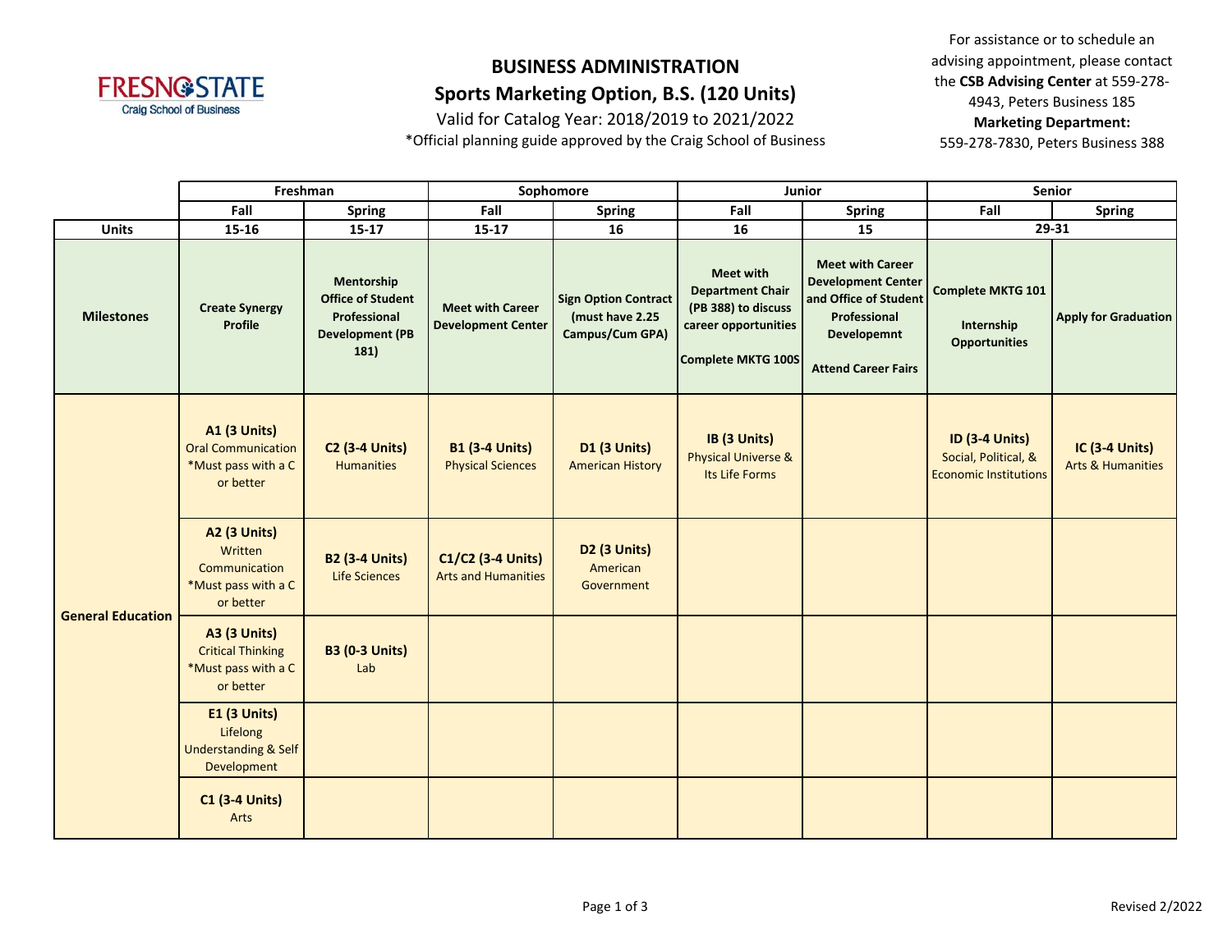Fresno State Craig School of Business

# BUSINESS ADMINISTRATION

## Sports Marketing Option, B.S. (120 Units)

Valid for Catalog Year: 2018/2019 to 2021/2022

*Official planning guide approved by the Craig School of Business

For assistance or to schedule an advising appointment, please contact the **CSB Advising Center** at 559-278-4943, Peters Business 185
**Marketing Department:**
559-278-7830, Peters Business 388

| | Freshman | | Sophomore | | Junior | | Senior | |
|---|---|---|---|---|---|---|---|---|
| | **Fall** | **Spring** | **Fall** | **Spring** | **Fall** | **Spring** | **Fall** | **Spring** |
| **Units** | **15-16** | **15-17** | **15-17** | **16** | **16** | **15** | **29-31** | |
| **Milestones** | **Create Synergy Profile** | **Mentorship Office of Student Professional Development (PB 181)** | **Meet with Career Development Center** | **Sign Option Contract (must have 2.25 Campus/Cum GPA)** | **Meet with Department Chair (PB 388) to discuss career opportunities**<br><br>**Complete MKTG 100S** | **Meet with Career Development Center and Office of Student Professional Developemnt**<br><br>**Attend Career Fairs** | **Complete MKTG 101**<br><br>**Internship Opportunities** | **Apply for Graduation** |
| **General Education** | **A1 (3 Units)** Oral Communication *Must pass with a C or better | **C2 (3-4 Units)** Humanities | **B1 (3-4 Units)** Physical Sciences | **D1 (3 Units)** American History | **IB (3 Units)** Physical Universe & Its Life Forms | | **ID (3-4 Units)** Social, Political, & Economic Institutions | **IC (3-4 Units)** Arts & Humanities |
| | **A2 (3 Units)** Written Communication *Must pass with a C or better | **B2 (3-4 Units)** Life Sciences | **C1/C2 (3-4 Units)** Arts and Humanities | **D2 (3 Units)** American Government | | | | |
| | **A3 (3 Units)** Critical Thinking *Must pass with a C or better | **B3 (0-3 Units)** Lab | | | | | | |
| | **E1 (3 Units)** Lifelong Understanding & Self Development | | | | | | | |
| | **C1 (3-4 Units)** Arts | | | | | | | |

Revised 2/2022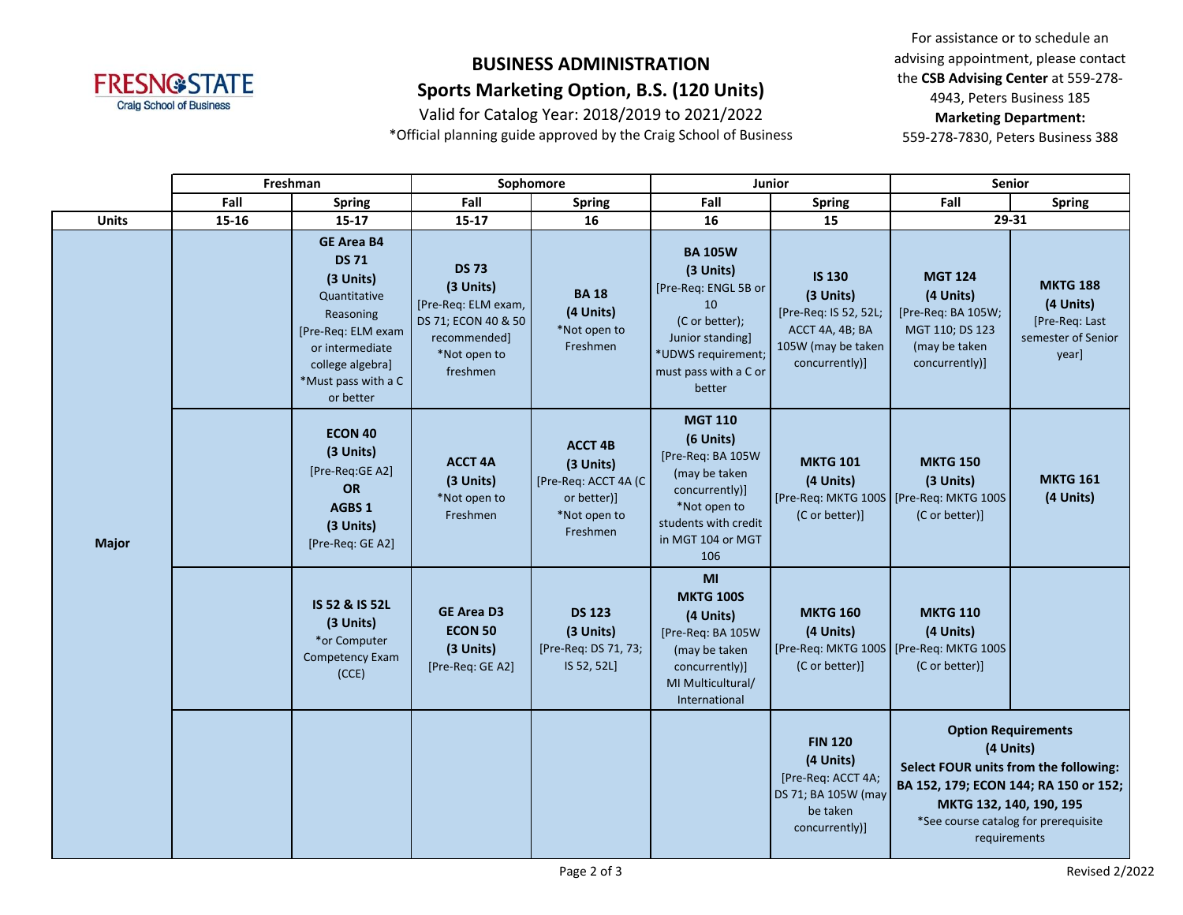# BUSINESS ADMINISTRATION

## Sports Marketing Option, B.S. (120 Units)

Valid for Catalog Year: 2018/2019 to 2021/2022

*Official planning guide approved by the Craig School of Business

For assistance or to schedule an advising appointment, please contact the **CSB Advising Center** at 559-278-4943, Peters Business 185

**Marketing Department:** 559-278-7830, Peters Business 388

| | Freshman | | Sophomore | | Junior | | Senior | |
|---|---|---|---|---|---|---|---|---|
| | Fall | Spring | Fall | Spring | Fall | Spring | Fall | Spring |
| **Units** | 15-16 | 15-17 | 15-17 | 16 | 16 | 15 | 29-31 | |
| **Major** | | **GE Area B4 DS 71 (3 Units)** Quantitative Reasoning [Pre-Req: ELM exam or intermediate college algebra] *Must pass with a C or better | **DS 73 (3 Units)** [Pre-Req: ELM exam, DS 71; ECON 40 & 50 recommended] *Not open to freshmen | **BA 18 (4 Units)** *Not open to Freshmen | **BA 105W (3 Units)** [Pre-Req: ENGL 5B or 10 (C or better); Junior standing] *UDWS requirement; must pass with a C or better | **IS 130 (3 Units)** [Pre-Req: IS 52, 52L; ACCT 4A, 4B; BA 105W (may be taken concurrently)] | **MGT 124 (4 Units)** [Pre-Req: BA 105W; MGT 110; DS 123 (may be taken concurrently)] | **MKTG 188 (4 Units)** [Pre-Req: Last semester of Senior year] |
| | | **ECON 40 (3 Units)** [Pre-Req:GE A2] **OR** **AGBS 1 (3 Units)** [Pre-Req: GE A2] | **ACCT 4A (3 Units)** *Not open to Freshmen | **ACCT 4B (3 Units)** [Pre-Req: ACCT 4A (C or better)] *Not open to Freshmen | **MGT 110 (6 Units)** [Pre-Req: BA 105W (may be taken concurrently)] *Not open to students with credit in MGT 104 or MGT 106 | **MKTG 101 (4 Units)** [Pre-Req: MKTG 100S (C or better)] | **MKTG 150 (3 Units)** [Pre-Req: MKTG 100S (C or better)] | **MKTG 161 (4 Units)** |
| | | **IS 52 & IS 52L (3 Units)** *or Computer Competency Exam (CCE) | **GE Area D3 ECON 50 (3 Units)** [Pre-Req: GE A2] | **DS 123 (3 Units)** [Pre-Req: DS 71, 73; IS 52, 52L] | **MI MKTG 100S (4 Units)** [Pre-Req: BA 105W (may be taken concurrently)] MI Multicultural/ International | **MKTG 160 (4 Units)** [Pre-Req: MKTG 100S (C or better)] | **MKTG 110 (4 Units)** [Pre-Req: MKTG 100S (C or better)] | |
| | | | | | | **FIN 120 (4 Units)** [Pre-Req: ACCT 4A; DS 71; BA 105W (may be taken concurrently)] | **Option Requirements (4 Units)** **Select FOUR units from the following: BA 152, 179; ECON 144; RA 150 or 152; MKTG 132, 140, 190, 195** *See course catalog for prerequisite requirements | |

Revised 2/2022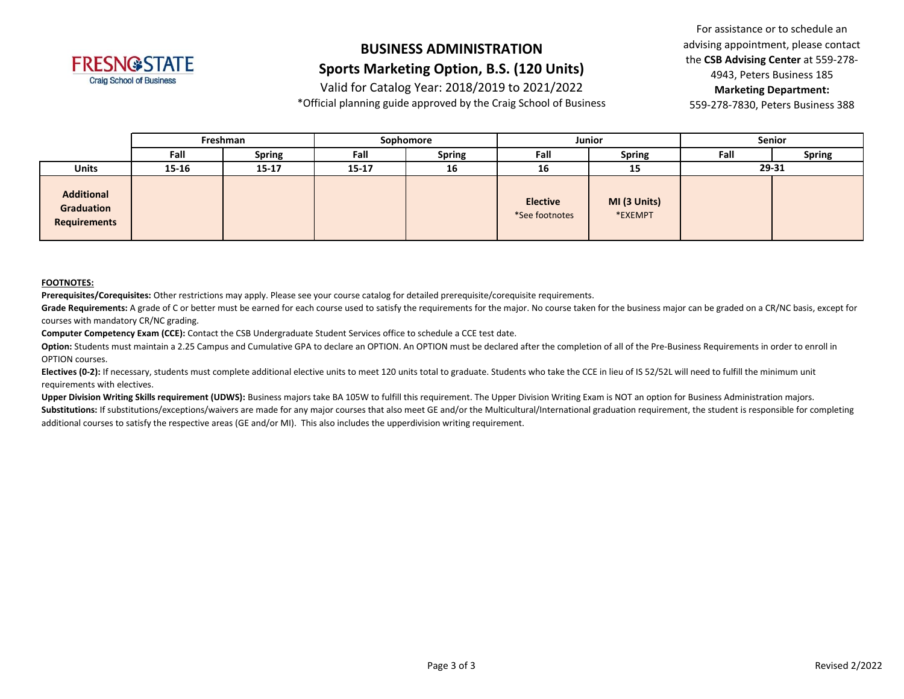# BUSINESS ADMINISTRATION

## Sports Marketing Option, B.S. (120 Units)

Valid for Catalog Year: 2018/2019 to 2021/2022

*Official planning guide approved by the Craig School of Business

For assistance or to schedule an advising appointment, please contact the **CSB Advising Center** at 559-278-4943, Peters Business 185

**Marketing Department:**
559-278-7830, Peters Business 388

| | Freshman | | Sophomore | | Junior | | Senior | |
|---|---|---|---|---|---|---|---|---|
| | **Fall** | **Spring** | **Fall** | **Spring** | **Fall** | **Spring** | **Fall** | **Spring** |
| **Units** | **15-16** | **15-17** | **15-17** | **16** | **16** | **15** | **29-31** | |
| **Additional Graduation Requirements** | | | | | **Elective** *See footnotes | **MI (3 Units)** *EXEMPT | | |

**FOOTNOTES:**

**Prerequisites/Corequisites:** Other restrictions may apply. Please see your course catalog for detailed prerequisite/corequisite requirements.

**Grade Requirements:** A grade of C or better must be earned for each course used to satisfy the requirements for the major. No course taken for the business major can be graded on a CR/NC basis, except for courses with mandatory CR/NC grading.

**Computer Competency Exam (CCE):** Contact the CSB Undergraduate Student Services office to schedule a CCE test date.

**Option:** Students must maintain a 2.25 Campus and Cumulative GPA to declare an OPTION. An OPTION must be declared after the completion of all of the Pre-Business Requirements in order to enroll in OPTION courses.

**Electives (0-2):** If necessary, students must complete additional elective units to meet 120 units total to graduate. Students who take the CCE in lieu of IS 52/52L will need to fulfill the minimum unit requirements with electives.

**Upper Division Writing Skills requirement (UDWS):** Business majors take BA 105W to fulfill this requirement. The Upper Division Writing Exam is NOT an option for Business Administration majors.

**Substitutions:** If substitutions/exceptions/waivers are made for any major courses that also meet GE and/or the Multicultural/International graduation requirement, the student is responsible for completing additional courses to satisfy the respective areas (GE and/or MI). This also includes the upperdivision writing requirement.

Revised 2/2022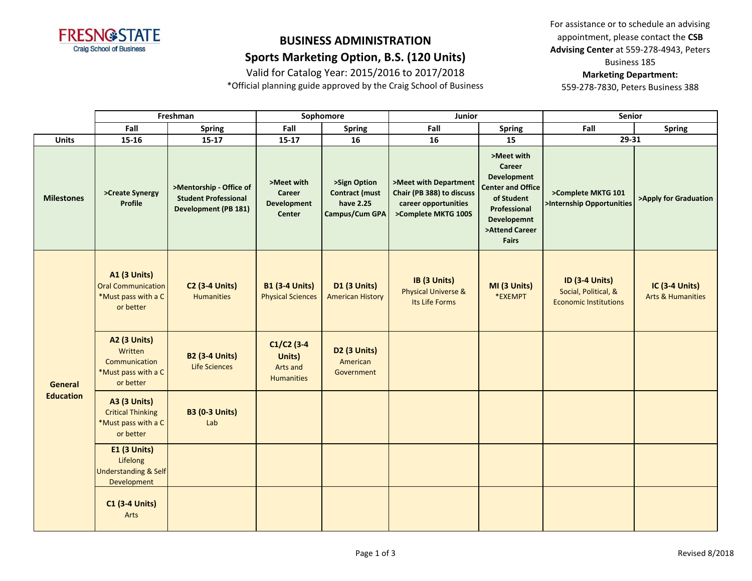**FRESNO STATE**
Craig School of Business

# BUSINESS ADMINISTRATION

## Sports Marketing Option, B.S. (120 Units)

Valid for Catalog Year: 2015/2016 to 2017/2018

*Official planning guide approved by the Craig School of Business

For assistance or to schedule an advising appointment, please contact the **CSB Advising Center** at 559-278-4943, Peters Business 185

**Marketing Department:**
559-278-7830, Peters Business 388

| | Freshman | | Sophomore | | Junior | | Senior | |
|---|---|---|---|---|---|---|---|---|
| | **Fall** | **Spring** | **Fall** | **Spring** | **Fall** | **Spring** | **Fall** | **Spring** |
| **Units** | 15-16 | 15-17 | 15-17 | 16 | 16 | 15 | 29-31 | |
| **Milestones** | >Create Synergy Profile | >Mentorship - Office of Student Professional Development (PB 181) | >Meet with Career Development Center | >Sign Option Contract (must have 2.25 Campus/Cum GPA | >Meet with Department Chair (PB 388) to discuss career opportunities >Complete MKTG 100S | >Meet with Career Development Center and Office of Student Professional Developemnt >Attend Career Fairs | >Complete MKTG 101 >Internship Opportunities | >Apply for Graduation |
| **General Education** | **A1 (3 Units)** Oral Communication *Must pass with a C or better | **C2 (3-4 Units)** Humanities | **B1 (3-4 Units)** Physical Sciences | **D1 (3 Units)** American History | **IB (3 Units)** Physical Universe & Its Life Forms | **MI (3 Units)** *EXEMPT | **ID (3-4 Units)** Social, Political, & Economic Institutions | **IC (3-4 Units)** Arts & Humanities |
| | **A2 (3 Units)** Written Communication *Must pass with a C or better | **B2 (3-4 Units)** Life Sciences | **C1/C2 (3-4 Units)** Arts and Humanities | **D2 (3 Units)** American Government | | | | |
| | **A3 (3 Units)** Critical Thinking *Must pass with a C or better | **B3 (0-3 Units)** Lab | | | | | | |
| | **E1 (3 Units)** Lifelong Understanding & Self Development | | | | | | | |
| | **C1 (3-4 Units)** Arts | | | | | | | |

Revised 8/2018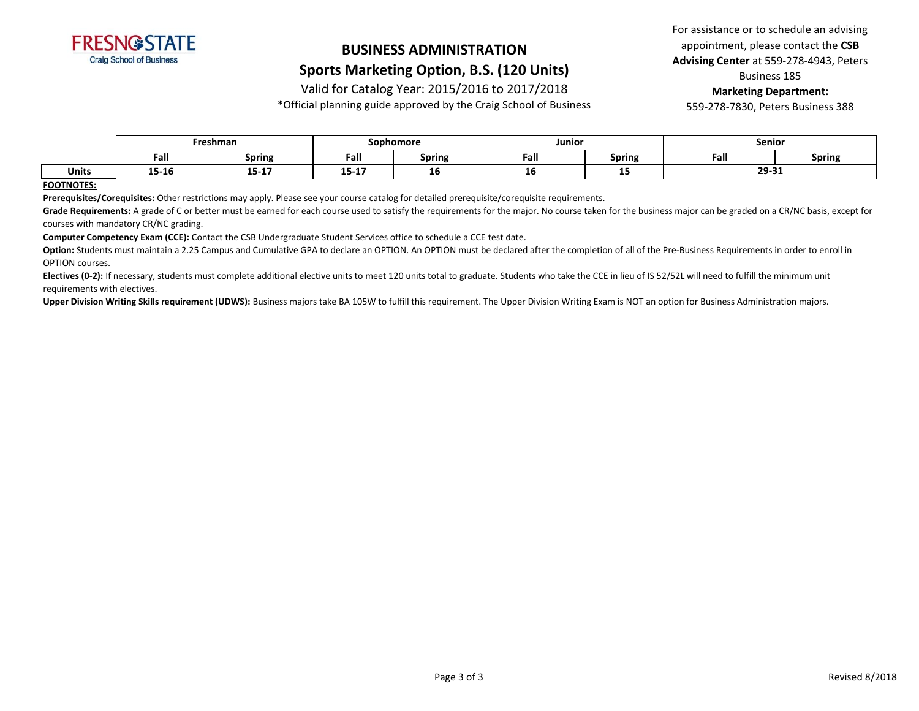# BUSINESS ADMINISTRATION

## Sports Marketing Option, B.S. (120 Units)

Valid for Catalog Year: 2015/2016 to 2017/2018

*Official planning guide approved by the Craig School of Business

For assistance or to schedule an advising appointment, please contact the **CSB Advising Center** at 559-278-4943, Peters Business 185

**Marketing Department:**
559-278-7830, Peters Business 388

| | Freshman | | Sophomore | | Junior | | Senior | |
|---|---|---|---|---|---|---|---|---|
| | Fall | Spring | Fall | Spring | Fall | Spring | Fall | Spring |
| **Units** | 15-16 | 15-17 | 15-17 | 16 | 16 | 15 | 29-31 | |

**FOOTNOTES:**

**Prerequisites/Corequisites:** Other restrictions may apply. Please see your course catalog for detailed prerequisite/corequisite requirements.

**Grade Requirements:** A grade of C or better must be earned for each course used to satisfy the requirements for the major. No course taken for the business major can be graded on a CR/NC basis, except for courses with mandatory CR/NC grading.

**Computer Competency Exam (CCE):** Contact the CSB Undergraduate Student Services office to schedule a CCE test date.

**Option:** Students must maintain a 2.25 Campus and Cumulative GPA to declare an OPTION. An OPTION must be declared after the completion of all of the Pre-Business Requirements in order to enroll in OPTION courses.

**Electives (0-2):** If necessary, students must complete additional elective units to meet 120 units total to graduate. Students who take the CCE in lieu of IS 52/52L will need to fulfill the minimum unit requirements with electives.

**Upper Division Writing Skills requirement (UDWS):** Business majors take BA 105W to fulfill this requirement. The Upper Division Writing Exam is NOT an option for Business Administration majors.

Revised 8/2018